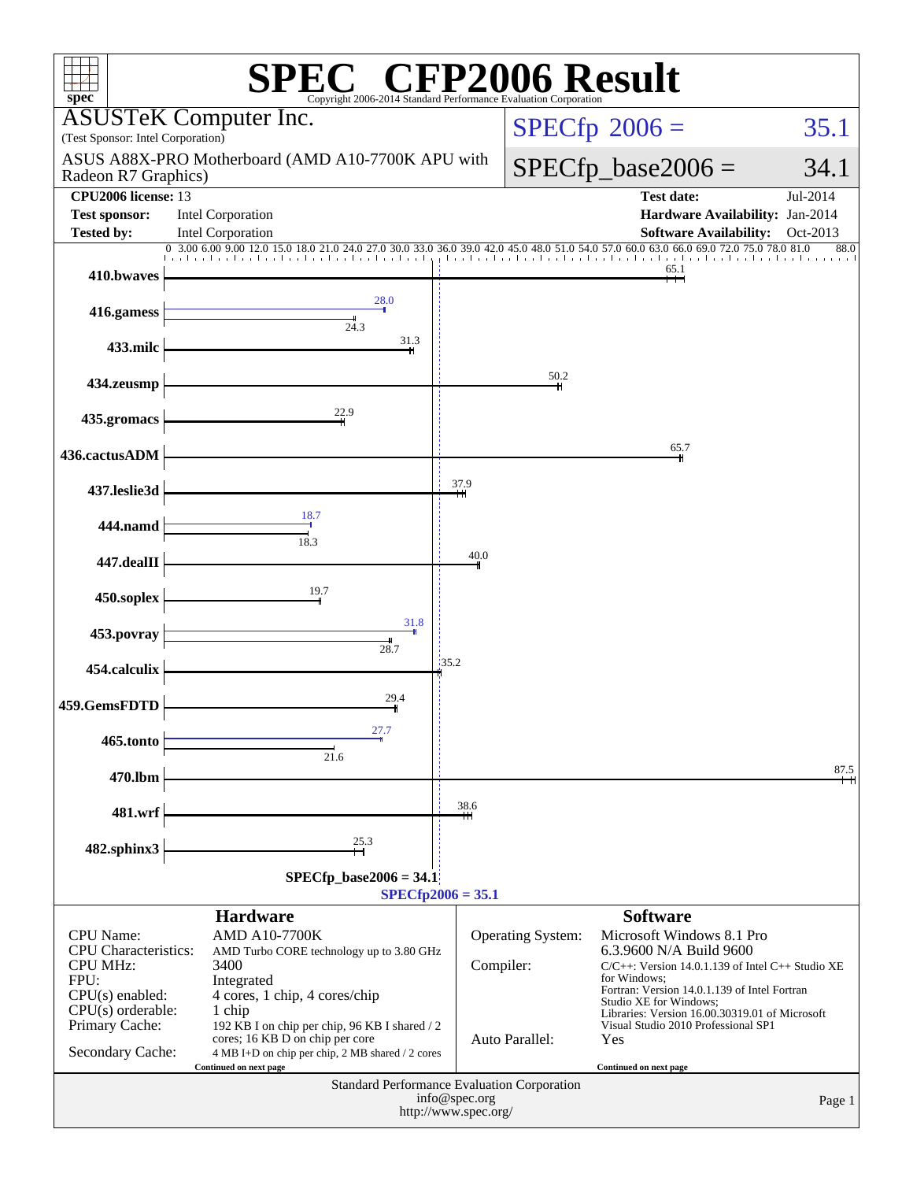# SPEC® CFP2006 Result

Copyright 2006-2014 Standard Performance Evaluation Corporation

**ASUSTeK Computer Inc.**
(Test Sponsor: Intel Corporation)

ASUS A88X-PRO Motherboard (AMD A10-7700K APU with Radeon R7 Graphics)

SPECfp 2006 = 35.1

SPECfp_base2006 = 34.1

| | | | |
|---|---|---|---|
| **CPU2006 license:** | 13 | **Test date:** | Jul-2014 |
| **Test sponsor:** | Intel Corporation | **Hardware Availability:** | Jan-2014 |
| **Tested by:** | Intel Corporation | **Software Availability:** | Oct-2013 |

| Benchmark | Base | Peak |
|---|---|---|
| 410.bwaves | 65.1 | |
| 416.gamess | 24.3 | 28.0 |
| 433.milc | 31.3 | |
| 434.zeusmp | 50.2 | |
| 435.gromacs | 22.9 | |
| 436.cactusADM | 65.7 | |
| 437.leslie3d | 37.9 | |
| 444.namd | 18.3 | 18.7 |
| 447.dealII | 40.0 | |
| 450.soplex | 19.7 | |
| 453.povray | 28.7 | 31.8 |
| 454.calculix | 35.2 | |
| 459.GemsFDTD | 29.4 | |
| 465.tonto | 21.6 | 27.7 |
| 470.lbm | 87.5 | |
| 481.wrf | 38.6 | |
| 482.sphinx3 | 25.3 | |

SPECfp_base2006 = 34.1

SPECfp2006 = 35.1

## Hardware

| | |
|---|---|
| CPU Name: | AMD A10-7700K |
| CPU Characteristics: | AMD Turbo CORE technology up to 3.80 GHz |
| CPU MHz: | 3400 |
| FPU: | Integrated |
| CPU(s) enabled: | 4 cores, 1 chip, 4 cores/chip |
| CPU(s) orderable: | 1 chip |
| Primary Cache: | 192 KB I on chip per chip, 96 KB I shared / 2 cores; 16 KB D on chip per core |
| Secondary Cache: | 4 MB I+D on chip per chip, 2 MB shared / 2 cores |

Continued on next page

## Software

| | |
|---|---|
| Operating System: | Microsoft Windows 8.1 Pro 6.3.9600 N/A Build 9600 |
| Compiler: | C/C++: Version 14.0.1.139 of Intel C++ Studio XE for Windows; Fortran: Version 14.0.1.139 of Intel Fortran Studio XE for Windows; Libraries: Version 16.00.30319.01 of Microsoft Visual Studio 2010 Professional SP1 |
| Auto Parallel: | Yes |

Continued on next page

Standard Performance Evaluation Corporation
info@spec.org
http://www.spec.org/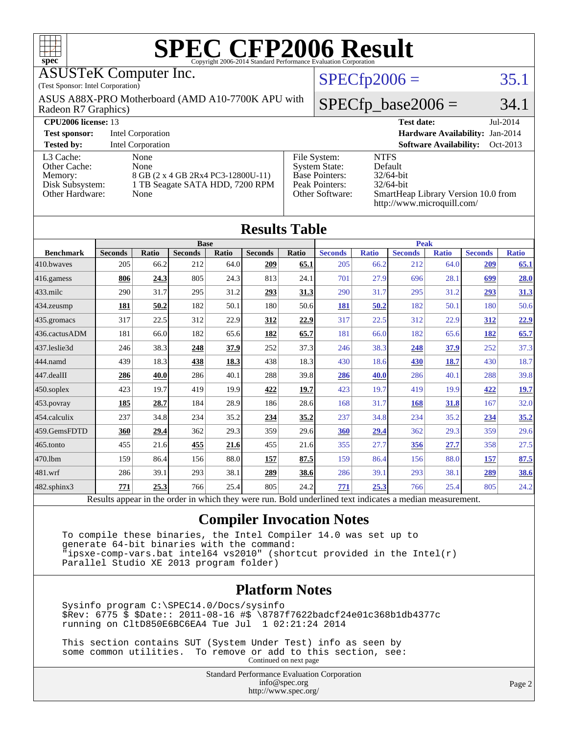# SPEC CFP2006 Result

Copyright 2006-2014 Standard Performance Evaluation Corporation

ASUSTeK Computer Inc.
(Test Sponsor: Intel Corporation)

ASUS A88X-PRO Motherboard (AMD A10-7700K APU with Radeon R7 Graphics)

SPECfp2006 = 35.1

SPECfp_base2006 = 34.1

| | | | |
|---|---|---|---|
| **CPU2006 license:** 13 | | **Test date:** | Jul-2014 |
| **Test sponsor:** | Intel Corporation | **Hardware Availability:** | Jan-2014 |
| **Tested by:** | Intel Corporation | **Software Availability:** | Oct-2013 |

| | | | |
|---|---|---|---|
| L3 Cache: | None | File System: | NTFS |
| Other Cache: | None | System State: | Default |
| Memory: | 8 GB (2 x 4 GB 2Rx4 PC3-12800U-11) | Base Pointers: | 32/64-bit |
| Disk Subsystem: | 1 TB Seagate SATA HDD, 7200 RPM | Peak Pointers: | 32/64-bit |
| Other Hardware: | None | Other Software: | SmartHeap Library Version 10.0 from http://www.microquill.com/ |

## Results Table

| | Base | | | | | | Peak | | | | | |
|---|---|---|---|---|---|---|---|---|---|---|---|---|
| **Benchmark** | **Seconds** | **Ratio** | **Seconds** | **Ratio** | **Seconds** | **Ratio** | **Seconds** | **Ratio** | **Seconds** | **Ratio** | **Seconds** | **Ratio** |
| 410.bwaves | 205 | 66.2 | 212 | 64.0 | **209** | **65.1** | 205 | 66.2 | 212 | 64.0 | **209** | **65.1** |
| 416.gamess | **806** | **24.3** | 805 | 24.3 | 813 | 24.1 | 701 | 27.9 | 696 | 28.1 | **699** | **28.0** |
| 433.milc | 290 | 31.7 | 295 | 31.2 | **293** | **31.3** | 290 | 31.7 | 295 | 31.2 | **293** | **31.3** |
| 434.zeusmp | **181** | **50.2** | 182 | 50.1 | 180 | 50.6 | **181** | **50.2** | 182 | 50.1 | 180 | 50.6 |
| 435.gromacs | 317 | 22.5 | 312 | 22.9 | **312** | **22.9** | 317 | 22.5 | 312 | 22.9 | **312** | **22.9** |
| 436.cactusADM | 181 | 66.0 | 182 | 65.6 | **182** | **65.7** | 181 | 66.0 | 182 | 65.6 | **182** | **65.7** |
| 437.leslie3d | 246 | 38.3 | **248** | **37.9** | 252 | 37.3 | 246 | 38.3 | **248** | **37.9** | 252 | 37.3 |
| 444.namd | 439 | 18.3 | **438** | **18.3** | 438 | 18.3 | 430 | 18.6 | **430** | **18.7** | 430 | 18.7 |
| 447.dealII | **286** | **40.0** | 286 | 40.1 | 288 | 39.8 | **286** | **40.0** | 286 | 40.1 | 288 | 39.8 |
| 450.soplex | 423 | 19.7 | 419 | 19.9 | **422** | **19.7** | 423 | 19.7 | 419 | 19.9 | **422** | **19.7** |
| 453.povray | **185** | **28.7** | 184 | 28.9 | 186 | 28.6 | 168 | 31.7 | **168** | **31.8** | 167 | 32.0 |
| 454.calculix | 237 | 34.8 | 234 | 35.2 | **234** | **35.2** | 237 | 34.8 | 234 | 35.2 | **234** | **35.2** |
| 459.GemsFDTD | **360** | **29.4** | 362 | 29.3 | 359 | 29.6 | **360** | **29.4** | 362 | 29.3 | 359 | 29.6 |
| 465.tonto | 455 | 21.6 | **455** | **21.6** | 455 | 21.6 | 355 | 27.7 | **356** | **27.7** | 358 | 27.5 |
| 470.lbm | 159 | 86.4 | 156 | 88.0 | **157** | **87.5** | 159 | 86.4 | 156 | 88.0 | **157** | **87.5** |
| 481.wrf | 286 | 39.1 | 293 | 38.1 | **289** | **38.6** | 286 | 39.1 | 293 | 38.1 | **289** | **38.6** |
| 482.sphinx3 | **771** | **25.3** | 766 | 25.4 | 805 | 24.2 | **771** | **25.3** | 766 | 25.4 | 805 | 24.2 |

Results appear in the order in which they were run. Bold underlined text indicates a median measurement.

## Compiler Invocation Notes

```
To compile these binaries, the Intel Compiler 14.0 was set up to
generate 64-bit binaries with the command:
"ipsxe-comp-vars.bat intel64 vs2010" (shortcut provided in the Intel(r)
Parallel Studio XE 2013 program folder)
```

## Platform Notes

```
Sysinfo program C:\SPEC14.0/Docs/sysinfo
$Rev: 6775 $ $Date:: 2011-08-16 #$ \8787f7622badcf24e01c368b1db4377c
running on CltD850E6BC6EA4 Tue Jul  1 02:21:24 2014

This section contains SUT (System Under Test) info as seen by
some common utilities.  To remove or add to this section, see:
```

Continued on next page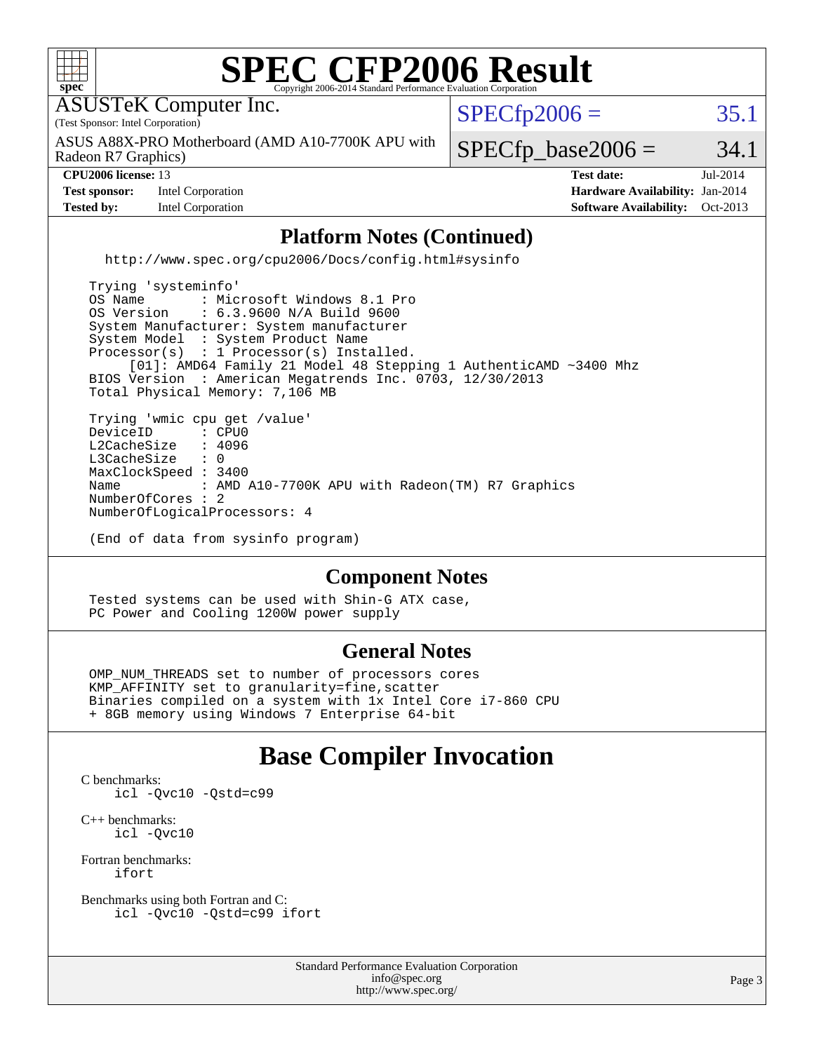# SPEC CFP2006 Result

Copyright 2006-2014 Standard Performance Evaluation Corporation

**ASUSTeK Computer Inc.**
(Test Sponsor: Intel Corporation)

ASUS A88X-PRO Motherboard (AMD A10-7700K APU with Radeon R7 Graphics)

SPECfp2006 = 35.1

SPECfp_base2006 = 34.1

| | | | |
|---|---|---|---|
| **CPU2006 license:** 13 | | **Test date:** | Jul-2014 |
| **Test sponsor:** | Intel Corporation | **Hardware Availability:** | Jan-2014 |
| **Tested by:** | Intel Corporation | **Software Availability:** | Oct-2013 |

## Platform Notes (Continued)

```
  http://www.spec.org/cpu2006/Docs/config.html#sysinfo

Trying 'systeminfo'
OS Name       : Microsoft Windows 8.1 Pro
OS Version    : 6.3.9600 N/A Build 9600
System Manufacturer: System manufacturer
System Model  : System Product Name
Processor(s)  : 1 Processor(s) Installed.
     [01]: AMD64 Family 21 Model 48 Stepping 1 AuthenticAMD ~3400 Mhz
BIOS Version  : American Megatrends Inc. 0703, 12/30/2013
Total Physical Memory: 7,106 MB

Trying 'wmic cpu get /value'
DeviceID      : CPU0
L2CacheSize   : 4096
L3CacheSize   : 0
MaxClockSpeed : 3400
Name          : AMD A10-7700K APU with Radeon(TM) R7 Graphics
NumberOfCores : 2
NumberOfLogicalProcessors: 4

(End of data from sysinfo program)
```

## Component Notes

```
Tested systems can be used with Shin-G ATX case,
PC Power and Cooling 1200W power supply
```

## General Notes

```
OMP_NUM_THREADS set to number of processors cores
KMP_AFFINITY set to granularity=fine,scatter
Binaries compiled on a system with 1x Intel Core i7-860 CPU
+ 8GB memory using Windows 7 Enterprise 64-bit
```

## Base Compiler Invocation

C benchmarks:
```
icl -Qvc10 -Qstd=c99
```

C++ benchmarks:
```
icl -Qvc10
```

Fortran benchmarks:
```
ifort
```

Benchmarks using both Fortran and C:
```
icl -Qvc10 -Qstd=c99 ifort
```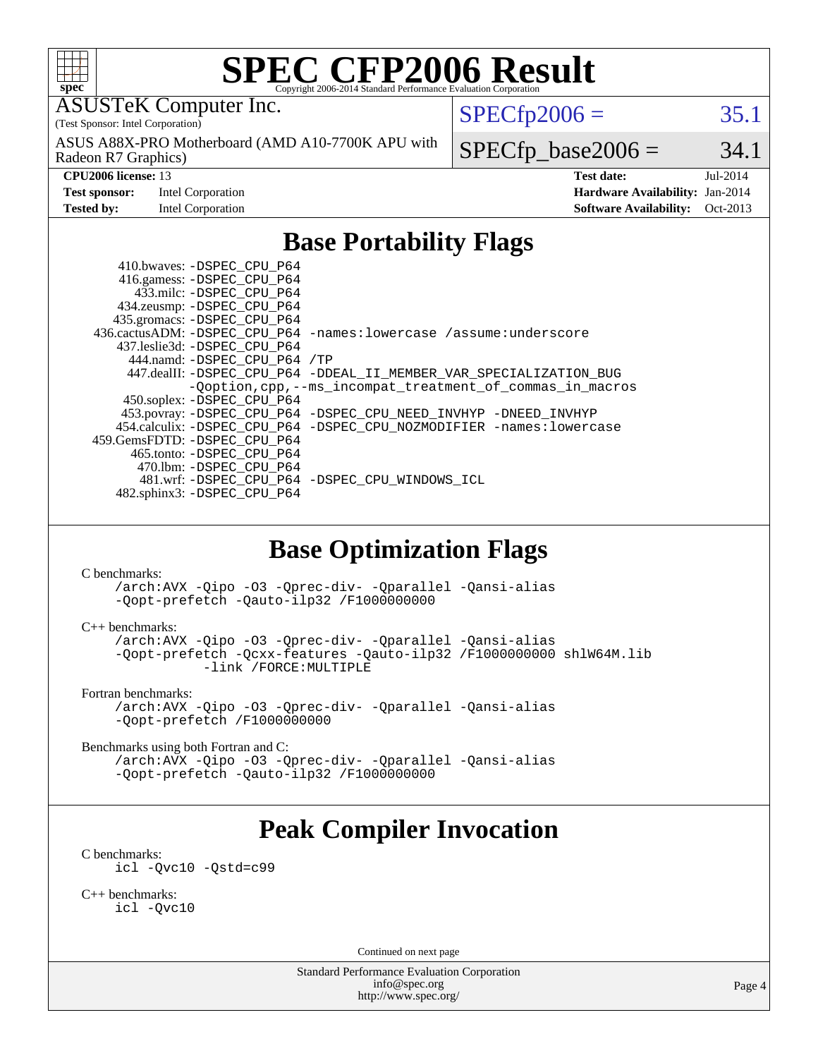# SPEC CFP2006 Result

Copyright 2006-2014 Standard Performance Evaluation Corporation

ASUSTeK Computer Inc.
(Test Sponsor: Intel Corporation)

ASUS A88X-PRO Motherboard (AMD A10-7700K APU with Radeon R7 Graphics)

SPECfp2006 = 35.1

SPECfp_base2006 = 34.1

| | | | |
|---|---|---|---|
| **CPU2006 license:** 13 | | **Test date:** | Jul-2014 |
| **Test sponsor:** | Intel Corporation | **Hardware Availability:** | Jan-2014 |
| **Tested by:** | Intel Corporation | **Software Availability:** | Oct-2013 |

## Base Portability Flags

```
     410.bwaves: -DSPEC_CPU_P64
     416.gamess: -DSPEC_CPU_P64
       433.milc: -DSPEC_CPU_P64
     434.zeusmp: -DSPEC_CPU_P64
    435.gromacs: -DSPEC_CPU_P64
 436.cactusADM: -DSPEC_CPU_P64 -names:lowercase /assume:underscore
    437.leslie3d: -DSPEC_CPU_P64
       444.namd: -DSPEC_CPU_P64 /TP
     447.dealII: -DSPEC_CPU_P64 -DDEAL_II_MEMBER_VAR_SPECIALIZATION_BUG
                 -Qoption,cpp,--ms_incompat_treatment_of_commas_in_macros
     450.soplex: -DSPEC_CPU_P64
     453.povray: -DSPEC_CPU_P64 -DSPEC_CPU_NEED_INVHYP -DNEED_INVHYP
    454.calculix: -DSPEC_CPU_P64 -DSPEC_CPU_NOZMODIFIER -names:lowercase
  459.GemsFDTD: -DSPEC_CPU_P64
      465.tonto: -DSPEC_CPU_P64
        470.lbm: -DSPEC_CPU_P64
        481.wrf: -DSPEC_CPU_P64 -DSPEC_CPU_WINDOWS_ICL
    482.sphinx3: -DSPEC_CPU_P64
```

## Base Optimization Flags

C benchmarks:

```
/arch:AVX -Qipo -O3 -Qprec-div- -Qparallel -Qansi-alias
-Qopt-prefetch -Qauto-ilp32 /F1000000000
```

C++ benchmarks:

```
/arch:AVX -Qipo -O3 -Qprec-div- -Qparallel -Qansi-alias
-Qopt-prefetch -Qcxx-features -Qauto-ilp32 /F1000000000 shlW64M.lib
          -link /FORCE:MULTIPLE
```

Fortran benchmarks:

```
/arch:AVX -Qipo -O3 -Qprec-div- -Qparallel -Qansi-alias
-Qopt-prefetch /F1000000000
```

Benchmarks using both Fortran and C:

```
/arch:AVX -Qipo -O3 -Qprec-div- -Qparallel -Qansi-alias
-Qopt-prefetch -Qauto-ilp32 /F1000000000
```

## Peak Compiler Invocation

C benchmarks:

```
icl -Qvc10 -Qstd=c99
```

C++ benchmarks:

```
icl -Qvc10
```

Continued on next page

Standard Performance Evaluation Corporation
info@spec.org
http://www.spec.org/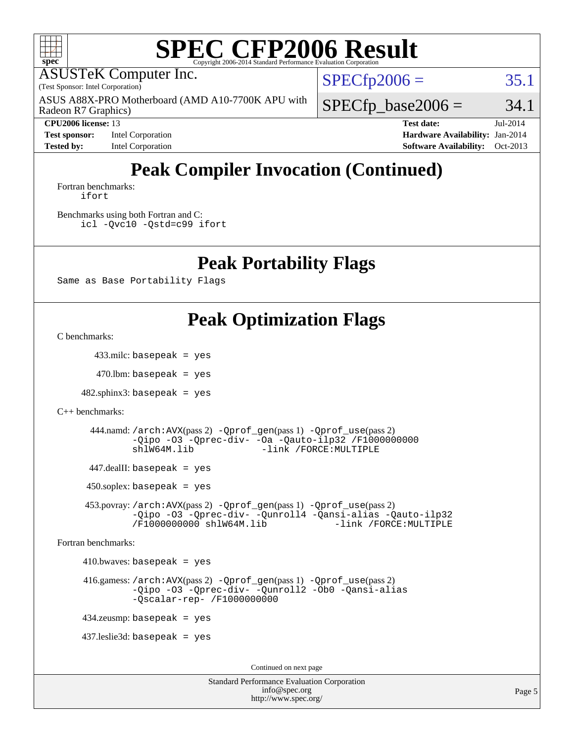# SPEC CFP2006 Result

Copyright 2006-2014 Standard Performance Evaluation Corporation

ASUSTeK Computer Inc.
(Test Sponsor: Intel Corporation)
ASUS A88X-PRO Motherboard (AMD A10-7700K APU with Radeon R7 Graphics)

SPECfp2006 = 35.1
SPECfp_base2006 = 34.1

**CPU2006 license:** 13
**Test sponsor:** Intel Corporation
**Tested by:** Intel Corporation
**Test date:** Jul-2014
**Hardware Availability:** Jan-2014
**Software Availability:** Oct-2013

## Peak Compiler Invocation (Continued)

Fortran benchmarks:
```
ifort
```

Benchmarks using both Fortran and C:
```
icl -Qvc10 -Qstd=c99 ifort
```

## Peak Portability Flags

```
Same as Base Portability Flags
```

## Peak Optimization Flags

C benchmarks:

433.milc: `basepeak = yes`

470.lbm: `basepeak = yes`

482.sphinx3: `basepeak = yes`

C++ benchmarks:

444.namd: `/arch:AVX`(pass 2) `-Qprof_gen`(pass 1) `-Qprof_use`(pass 2) `-Qipo -O3 -Qprec-div- -Oa -Qauto-ilp32 /F1000000000 shlW64M.lib -link /FORCE:MULTIPLE`

447.dealII: `basepeak = yes`

450.soplex: `basepeak = yes`

453.povray: `/arch:AVX`(pass 2) `-Qprof_gen`(pass 1) `-Qprof_use`(pass 2) `-Qipo -O3 -Qprec-div- -Qunroll4 -Qansi-alias -Qauto-ilp32 /F1000000000 shlW64M.lib -link /FORCE:MULTIPLE`

Fortran benchmarks:

410.bwaves: `basepeak = yes`

416.gamess: `/arch:AVX`(pass 2) `-Qprof_gen`(pass 1) `-Qprof_use`(pass 2) `-Qipo -O3 -Qprec-div- -Qunroll2 -Ob0 -Qansi-alias -Qscalar-rep- /F1000000000`

434.zeusmp: `basepeak = yes`

437.leslie3d: `basepeak = yes`

Continued on next page

Standard Performance Evaluation Corporation
info@spec.org
http://www.spec.org/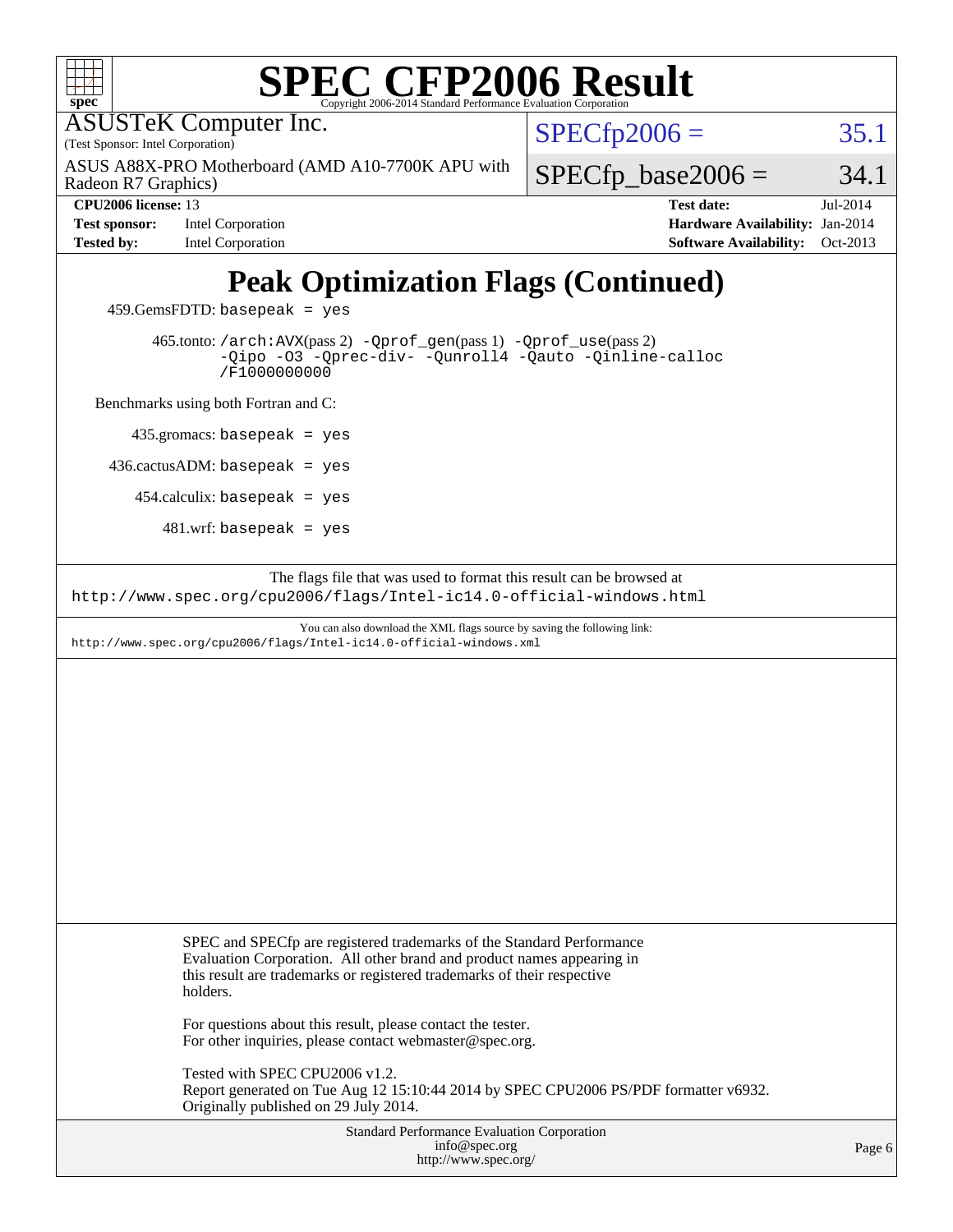# SPEC CFP2006 Result

Copyright 2006-2014 Standard Performance Evaluation Corporation

ASUSTeK Computer Inc.
(Test Sponsor: Intel Corporation)

ASUS A88X-PRO Motherboard (AMD A10-7700K APU with Radeon R7 Graphics)

SPECfp2006 = 35.1

SPECfp_base2006 = 34.1

**CPU2006 license:** 13
**Test sponsor:** Intel Corporation
**Tested by:** Intel Corporation

**Test date:** Jul-2014
**Hardware Availability:** Jan-2014
**Software Availability:** Oct-2013

## Peak Optimization Flags (Continued)

459.GemsFDTD: `basepeak = yes`

465.tonto: `/arch:AVX`(pass 2) `-Qprof_gen`(pass 1) `-Qprof_use`(pass 2) `-Qipo -O3 -Qprec-div- -Qunroll4 -Qauto -Qinline-calloc /F1000000000`

Benchmarks using both Fortran and C:

435.gromacs: `basepeak = yes`

436.cactusADM: `basepeak = yes`

454.calculix: `basepeak = yes`

481.wrf: `basepeak = yes`

The flags file that was used to format this result can be browsed at
`http://www.spec.org/cpu2006/flags/Intel-ic14.0-official-windows.html`

You can also download the XML flags source by saving the following link:
`http://www.spec.org/cpu2006/flags/Intel-ic14.0-official-windows.xml`

SPEC and SPECfp are registered trademarks of the Standard Performance Evaluation Corporation. All other brand and product names appearing in this result are trademarks or registered trademarks of their respective holders.

For questions about this result, please contact the tester.
For other inquiries, please contact webmaster@spec.org.

Tested with SPEC CPU2006 v1.2.
Report generated on Tue Aug 12 15:10:44 2014 by SPEC CPU2006 PS/PDF formatter v6932.
Originally published on 29 July 2014.

Standard Performance Evaluation Corporation
info@spec.org
http://www.spec.org/